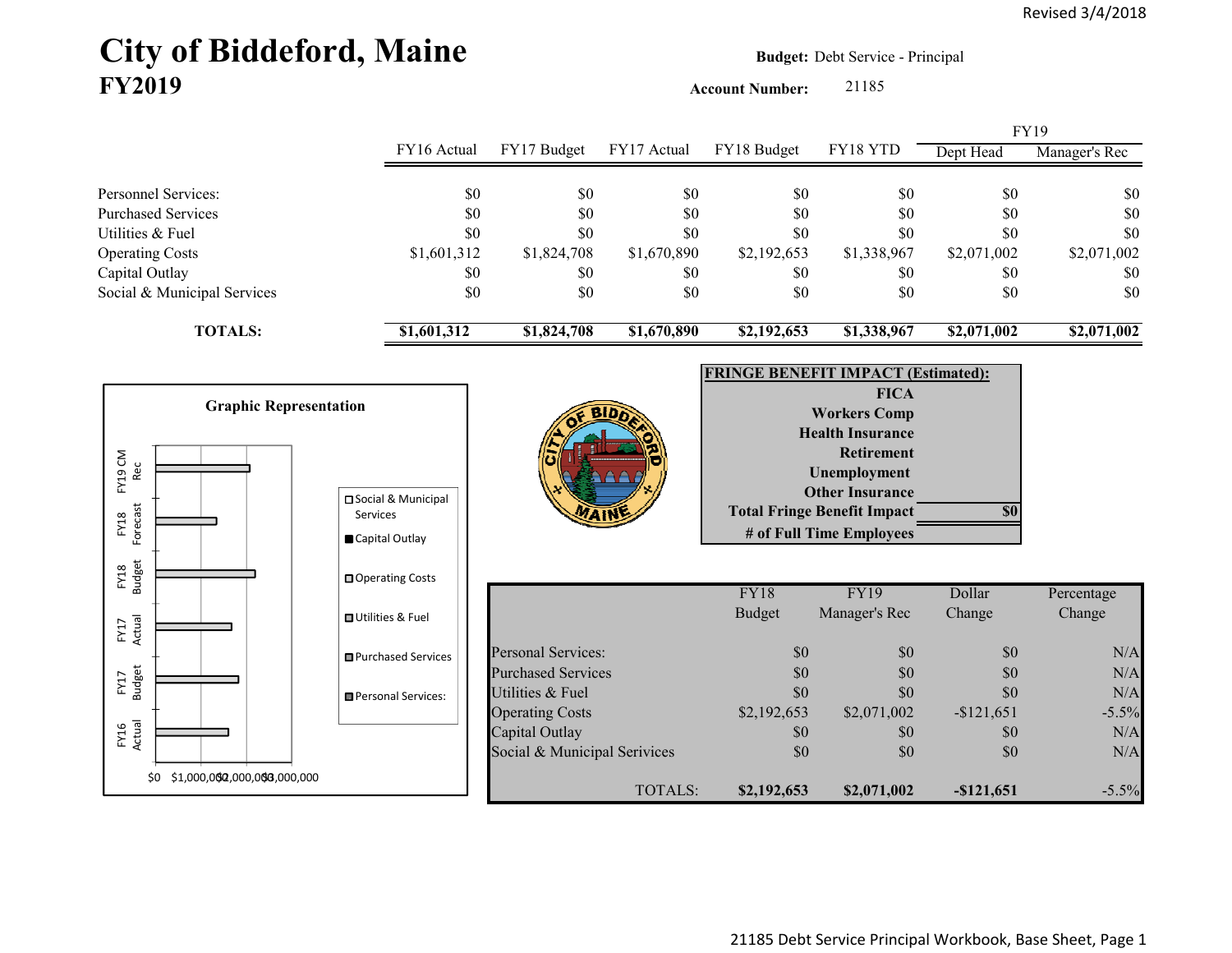Revised 3/4/2018

# City of Biddeford, Maine
## FY2019

**Budget:** Debt Service - Principal

**Account Number:** 21185

| | FY16 Actual | FY17 Budget | FY17 Actual | FY18 Budget | FY18 YTD | FY19 Dept Head | FY19 Manager's Rec |
|---|---|---|---|---|---|---|---|
| Personnel Services: | $0 | $0 | $0 | $0 | $0 | $0 | $0 |
| Purchased Services | $0 | $0 | $0 | $0 | $0 | $0 | $0 |
| Utilities & Fuel | $0 | $0 | $0 | $0 | $0 | $0 | $0 |
| Operating Costs | $1,601,312 | $1,824,708 | $1,670,890 | $2,192,653 | $1,338,967 | $2,071,002 | $2,071,002 |
| Capital Outlay | $0 | $0 | $0 | $0 | $0 | $0 | $0 |
| Social & Municipal Services | $0 | $0 | $0 | $0 | $0 | $0 | $0 |
| **TOTALS:** | **$1,601,312** | **$1,824,708** | **$1,670,890** | **$2,192,653** | **$1,338,967** | **$2,071,002** | **$2,071,002** |

**Graphic Representation**

**FRINGE BENEFIT IMPACT (Estimated):**

| | |
|---|---|
| FICA | |
| Workers Comp | |
| Health Insurance | |
| Retirement | |
| Unemployment | |
| Other Insurance | |
| Total Fringe Benefit Impact | $0 |
| # of Full Time Employees | |

| | FY18 Budget | FY19 Manager's Rec | Dollar Change | Percentage Change |
|---|---|---|---|---|
| Personal Services: | $0 | $0 | $0 | N/A |
| Purchased Services | $0 | $0 | $0 | N/A |
| Utilities & Fuel | $0 | $0 | $0 | N/A |
| Operating Costs | $2,192,653 | $2,071,002 | -$121,651 | -5.5% |
| Capital Outlay | $0 | $0 | $0 | N/A |
| Social & Municipal Services | $0 | $0 | $0 | N/A |
| TOTALS: | **$2,192,653** | **$2,071,002** | **-$121,651** | -5.5% |

21185 Debt Service Principal Workbook, Base Sheet, Page 1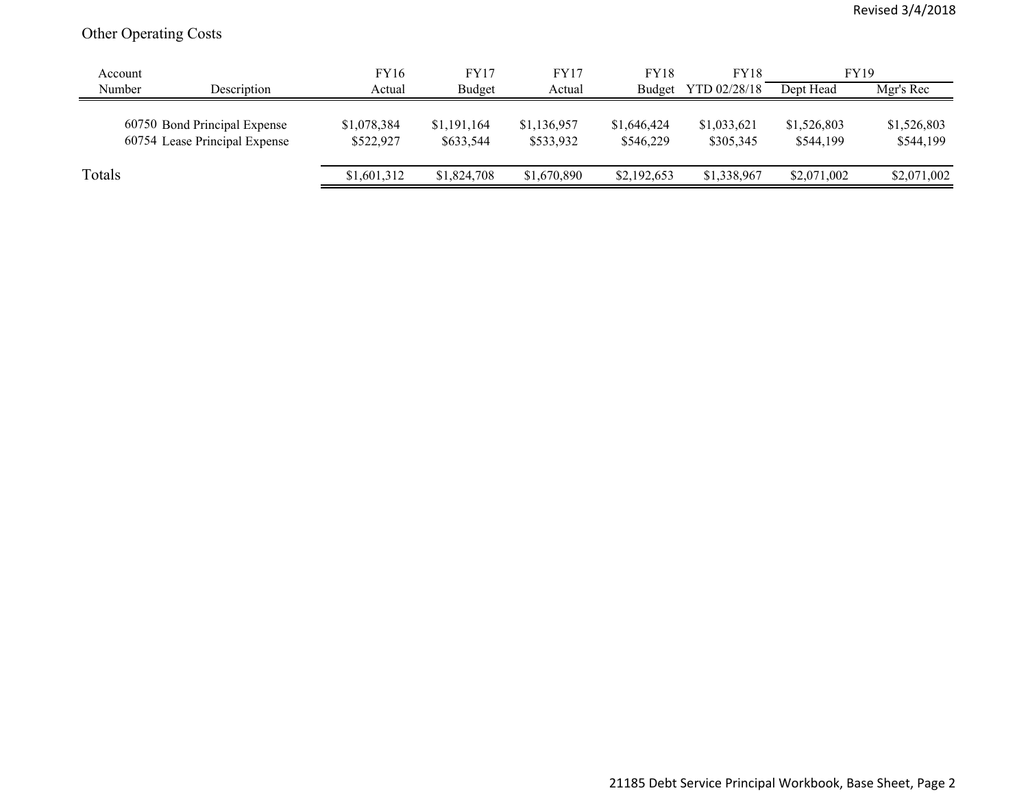Revised 3/4/2018

## Other Operating Costs

| Account Number | Description | FY16 Actual | FY17 Budget | FY17 Actual | FY18 Budget | FY18 YTD 02/28/18 | FY19 Dept Head | FY19 Mgr's Rec |
|---|---|---|---|---|---|---|---|---|
| 60750 | Bond Principal Expense | $1,078,384 | $1,191,164 | $1,136,957 | $1,646,424 | $1,033,621 | $1,526,803 | $1,526,803 |
| 60754 | Lease Principal Expense | $522,927 | $633,544 | $533,932 | $546,229 | $305,345 | $544,199 | $544,199 |
| Totals | | $1,601,312 | $1,824,708 | $1,670,890 | $2,192,653 | $1,338,967 | $2,071,002 | $2,071,002 |

21185 Debt Service Principal Workbook, Base Sheet, Page 2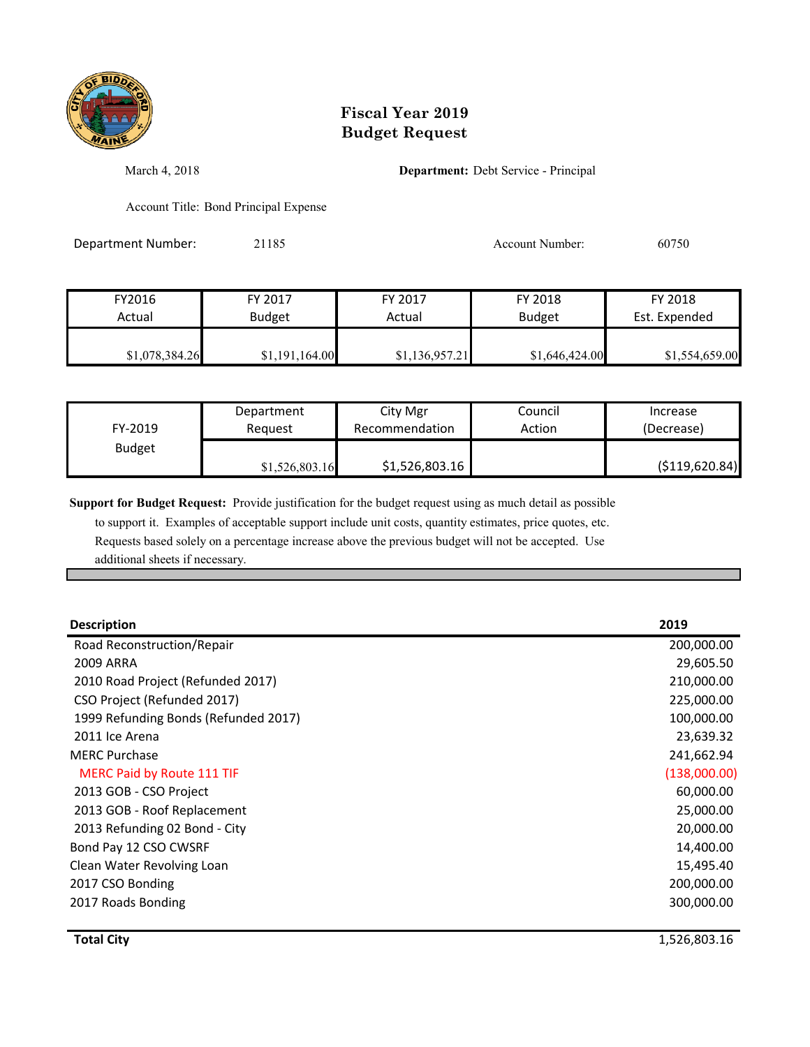# Fiscal Year 2019
# Budget Request

March 4, 2018

**Department:** Debt Service - Principal

Account Title: Bond Principal Expense

Department Number: 21185

Account Number: 60750

| FY2016 Actual | FY 2017 Budget | FY 2017 Actual | FY 2018 Budget | FY 2018 Est. Expended |
|---|---|---|---|---|
| $1,078,384.26 | $1,191,164.00 | $1,136,957.21 | $1,646,424.00 | $1,554,659.00 |

| FY-2019 Budget | Department Request | City Mgr Recommendation | Council Action | Increase (Decrease) |
|---|---|---|---|---|
| | $1,526,803.16 | $1,526,803.16 | | ($119,620.84) |

**Support for Budget Request:** Provide justification for the budget request using as much detail as possible to support it. Examples of acceptable support include unit costs, quantity estimates, price quotes, etc. Requests based solely on a percentage increase above the previous budget will not be accepted. Use additional sheets if necessary.

| Description | 2019 |
|---|---|
| Road Reconstruction/Repair | 200,000.00 |
| 2009 ARRA | 29,605.50 |
| 2010 Road Project (Refunded 2017) | 210,000.00 |
| CSO Project (Refunded 2017) | 225,000.00 |
| 1999 Refunding Bonds (Refunded 2017) | 100,000.00 |
| 2011 Ice Arena | 23,639.32 |
| MERC Purchase | 241,662.94 |
| MERC Paid by Route 111 TIF | (138,000.00) |
| 2013 GOB - CSO Project | 60,000.00 |
| 2013 GOB - Roof Replacement | 25,000.00 |
| 2013 Refunding 02 Bond - City | 20,000.00 |
| Bond Pay 12 CSO CWSRF | 14,400.00 |
| Clean Water Revolving Loan | 15,495.40 |
| 2017 CSO Bonding | 200,000.00 |
| 2017 Roads Bonding | 300,000.00 |
| **Total City** | 1,526,803.16 |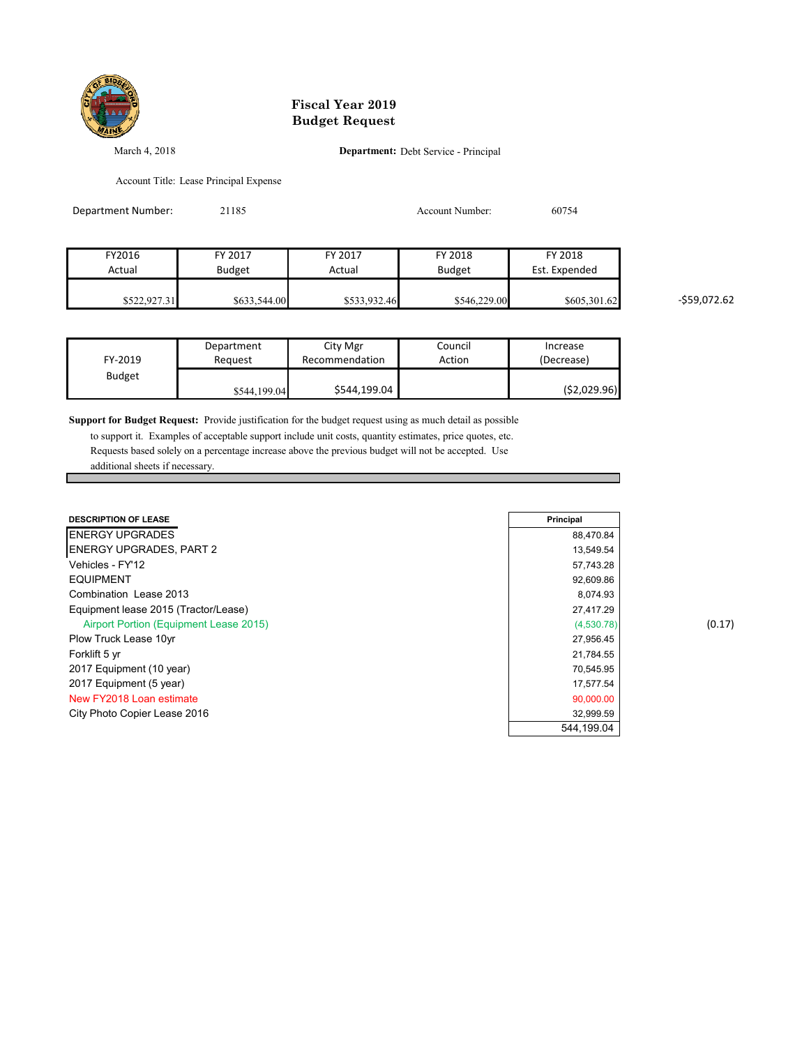# Fiscal Year 2019
# Budget Request

March 4, 2018

**Department:** Debt Service - Principal

Account Title: Lease Principal Expense

Department Number: 21185

Account Number: 60754

| FY2016 Actual | FY 2017 Budget | FY 2017 Actual | FY 2018 Budget | FY 2018 Est. Expended | |
|---|---|---|---|---|---|
| $522,927.31 | $633,544.00 | $533,932.46 | $546,229.00 | $605,301.62 | -$59,072.62 |

| FY-2019 Budget | Department Request | City Mgr Recommendation | Council Action | Increase (Decrease) |
|---|---|---|---|---|
| | $544,199.04 | $544,199.04 | | ($2,029.96) |

**Support for Budget Request:** Provide justification for the budget request using as much detail as possible to support it. Examples of acceptable support include unit costs, quantity estimates, price quotes, etc. Requests based solely on a percentage increase above the previous budget will not be accepted. Use additional sheets if necessary.

| DESCRIPTION OF LEASE | Principal | |
|---|---|---|
| ENERGY UPGRADES | 88,470.84 | |
| ENERGY UPGRADES, PART 2 | 13,549.54 | |
| Vehicles - FY'12 | 57,743.28 | |
| EQUIPMENT | 92,609.86 | |
| Combination Lease 2013 | 8,074.93 | |
| Equipment lease 2015 (Tractor/Lease) | 27,417.29 | |
| Airport Portion (Equipment Lease 2015) | (4,530.78) | (0.17) |
| Plow Truck Lease 10yr | 27,956.45 | |
| Forklift 5 yr | 21,784.55 | |
| 2017 Equipment (10 year) | 70,545.95 | |
| 2017 Equipment (5 year) | 17,577.54 | |
| New FY2018 Loan estimate | 90,000.00 | |
| City Photo Copier Lease 2016 | 32,999.59 | |
| | 544,199.04 | |